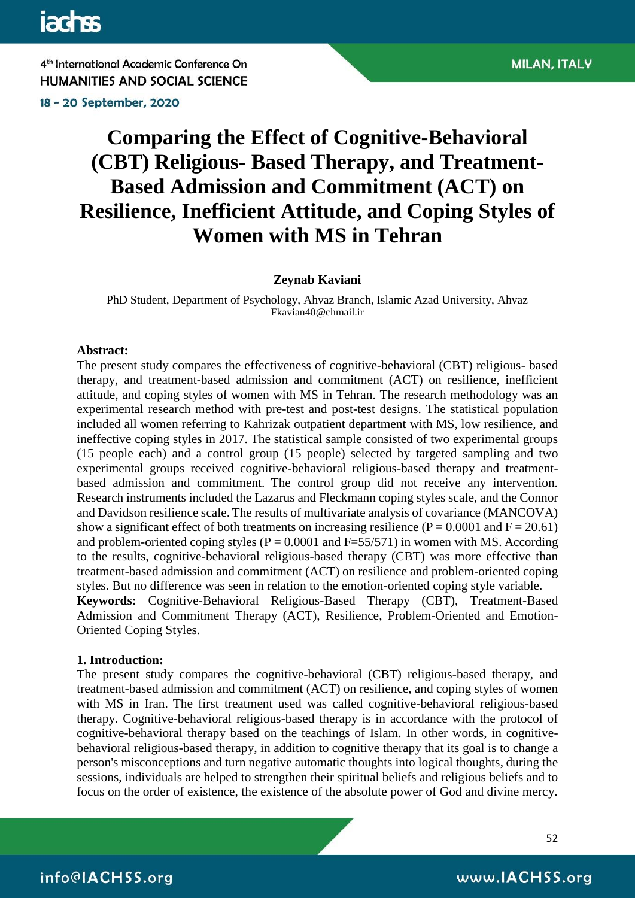# Comparing the Effect of Cognitive-Behavioral (CBT) Religious- Based Therapy, and Treatment-Based Admission and Commitment (ACT) on Resilience, Inefficient Attitude, and Coping Styles of Women with MS in Tehran

**Zeynab Kaviani**

PhD Student, Department of Psychology, Ahvaz Branch, Islamic Azad University, Ahvaz
Fkavian40@chmail.ir

**Abstract:**

The present study compares the effectiveness of cognitive-behavioral (CBT) religious- based therapy, and treatment-based admission and commitment (ACT) on resilience, inefficient attitude, and coping styles of women with MS in Tehran. The research methodology was an experimental research method with pre-test and post-test designs. The statistical population included all women referring to Kahrizak outpatient department with MS, low resilience, and ineffective coping styles in 2017. The statistical sample consisted of two experimental groups (15 people each) and a control group (15 people) selected by targeted sampling and two experimental groups received cognitive-behavioral religious-based therapy and treatment-based admission and commitment. The control group did not receive any intervention. Research instruments included the Lazarus and Fleckmann coping styles scale, and the Connor and Davidson resilience scale. The results of multivariate analysis of covariance (MANCOVA) show a significant effect of both treatments on increasing resilience ($P = 0.0001$ and $F = 20.61$) and problem-oriented coping styles ($P = 0.0001$ and F=55/571) in women with MS. According to the results, cognitive-behavioral religious-based therapy (CBT) was more effective than treatment-based admission and commitment (ACT) on resilience and problem-oriented coping styles. But no difference was seen in relation to the emotion-oriented coping style variable.

**Keywords:** Cognitive-Behavioral Religious-Based Therapy (CBT), Treatment-Based Admission and Commitment Therapy (ACT), Resilience, Problem-Oriented and Emotion-Oriented Coping Styles.

## 1. Introduction:

The present study compares the cognitive-behavioral (CBT) religious-based therapy, and treatment-based admission and commitment (ACT) on resilience, and coping styles of women with MS in Iran. The first treatment used was called cognitive-behavioral religious-based therapy. Cognitive-behavioral religious-based therapy is in accordance with the protocol of cognitive-behavioral therapy based on the teachings of Islam. In other words, in cognitive-behavioral religious-based therapy, in addition to cognitive therapy that its goal is to change a person's misconceptions and turn negative automatic thoughts into logical thoughts, during the sessions, individuals are helped to strengthen their spiritual beliefs and religious beliefs and to focus on the order of existence, the existence of the absolute power of God and divine mercy.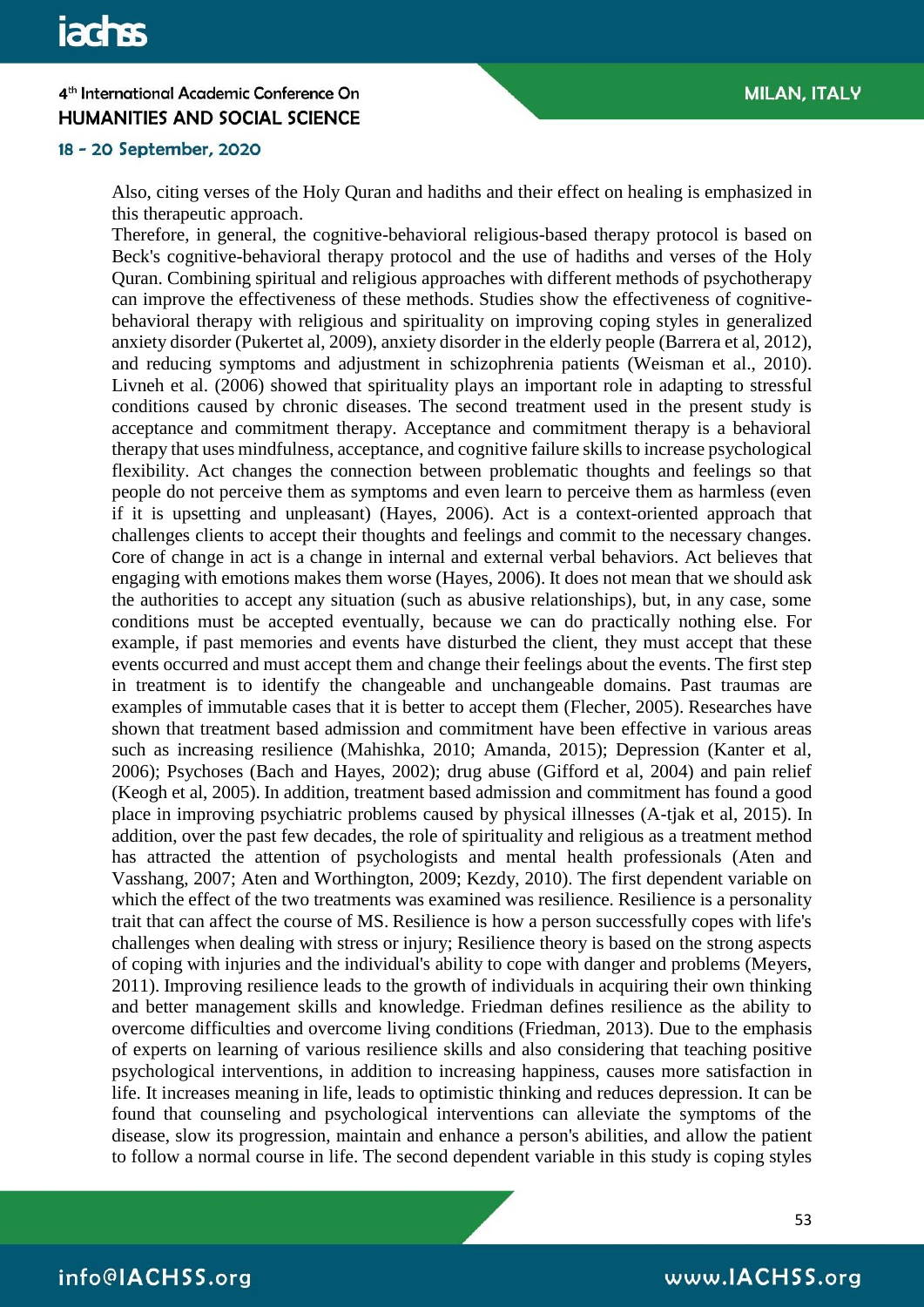Also, citing verses of the Holy Quran and hadiths and their effect on healing is emphasized in this therapeutic approach.

Therefore, in general, the cognitive-behavioral religious-based therapy protocol is based on Beck's cognitive-behavioral therapy protocol and the use of hadiths and verses of the Holy Quran. Combining spiritual and religious approaches with different methods of psychotherapy can improve the effectiveness of these methods. Studies show the effectiveness of cognitive-behavioral therapy with religious and spirituality on improving coping styles in generalized anxiety disorder (Pukertet al, 2009), anxiety disorder in the elderly people (Barrera et al, 2012), and reducing symptoms and adjustment in schizophrenia patients (Weisman et al., 2010). Livneh et al. (2006) showed that spirituality plays an important role in adapting to stressful conditions caused by chronic diseases. The second treatment used in the present study is acceptance and commitment therapy. Acceptance and commitment therapy is a behavioral therapy that uses mindfulness, acceptance, and cognitive failure skills to increase psychological flexibility. Act changes the connection between problematic thoughts and feelings so that people do not perceive them as symptoms and even learn to perceive them as harmless (even if it is upsetting and unpleasant) (Hayes, 2006). Act is a context-oriented approach that challenges clients to accept their thoughts and feelings and commit to the necessary changes. Core of change in act is a change in internal and external verbal behaviors. Act believes that engaging with emotions makes them worse (Hayes, 2006). It does not mean that we should ask the authorities to accept any situation (such as abusive relationships), but, in any case, some conditions must be accepted eventually, because we can do practically nothing else. For example, if past memories and events have disturbed the client, they must accept that these events occurred and must accept them and change their feelings about the events. The first step in treatment is to identify the changeable and unchangeable domains. Past traumas are examples of immutable cases that it is better to accept them (Flecher, 2005). Researches have shown that treatment based admission and commitment have been effective in various areas such as increasing resilience (Mahishka, 2010; Amanda, 2015); Depression (Kanter et al, 2006); Psychoses (Bach and Hayes, 2002); drug abuse (Gifford et al, 2004) and pain relief (Keogh et al, 2005). In addition, treatment based admission and commitment has found a good place in improving psychiatric problems caused by physical illnesses (A-tjak et al, 2015). In addition, over the past few decades, the role of spirituality and religious as a treatment method has attracted the attention of psychologists and mental health professionals (Aten and Vasshang, 2007; Aten and Worthington, 2009; Kezdy, 2010). The first dependent variable on which the effect of the two treatments was examined was resilience. Resilience is a personality trait that can affect the course of MS. Resilience is how a person successfully copes with life's challenges when dealing with stress or injury; Resilience theory is based on the strong aspects of coping with injuries and the individual's ability to cope with danger and problems (Meyers, 2011). Improving resilience leads to the growth of individuals in acquiring their own thinking and better management skills and knowledge. Friedman defines resilience as the ability to overcome difficulties and overcome living conditions (Friedman, 2013). Due to the emphasis of experts on learning of various resilience skills and also considering that teaching positive psychological interventions, in addition to increasing happiness, causes more satisfaction in life. It increases meaning in life, leads to optimistic thinking and reduces depression. It can be found that counseling and psychological interventions can alleviate the symptoms of the disease, slow its progression, maintain and enhance a person's abilities, and allow the patient to follow a normal course in life. The second dependent variable in this study is coping styles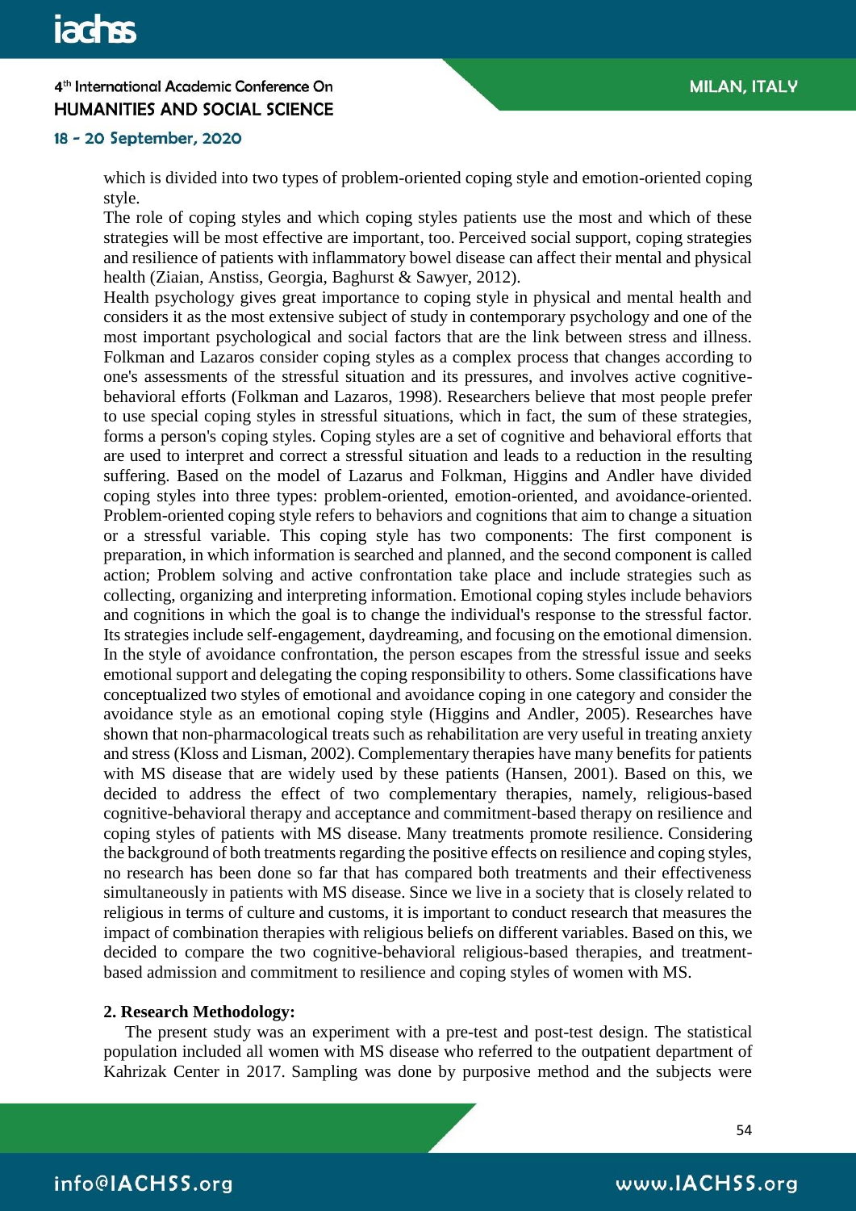which is divided into two types of problem-oriented coping style and emotion-oriented coping style.

The role of coping styles and which coping styles patients use the most and which of these strategies will be most effective are important, too. Perceived social support, coping strategies and resilience of patients with inflammatory bowel disease can affect their mental and physical health (Ziaian, Anstiss, Georgia, Baghurst & Sawyer, 2012).

Health psychology gives great importance to coping style in physical and mental health and considers it as the most extensive subject of study in contemporary psychology and one of the most important psychological and social factors that are the link between stress and illness. Folkman and Lazaros consider coping styles as a complex process that changes according to one's assessments of the stressful situation and its pressures, and involves active cognitive-behavioral efforts (Folkman and Lazaros, 1998). Researchers believe that most people prefer to use special coping styles in stressful situations, which in fact, the sum of these strategies, forms a person's coping styles. Coping styles are a set of cognitive and behavioral efforts that are used to interpret and correct a stressful situation and leads to a reduction in the resulting suffering. Based on the model of Lazarus and Folkman, Higgins and Andler have divided coping styles into three types: problem-oriented, emotion-oriented, and avoidance-oriented. Problem-oriented coping style refers to behaviors and cognitions that aim to change a situation or a stressful variable. This coping style has two components: The first component is preparation, in which information is searched and planned, and the second component is called action; Problem solving and active confrontation take place and include strategies such as collecting, organizing and interpreting information. Emotional coping styles include behaviors and cognitions in which the goal is to change the individual's response to the stressful factor. Its strategies include self-engagement, daydreaming, and focusing on the emotional dimension. In the style of avoidance confrontation, the person escapes from the stressful issue and seeks emotional support and delegating the coping responsibility to others. Some classifications have conceptualized two styles of emotional and avoidance coping in one category and consider the avoidance style as an emotional coping style (Higgins and Andler, 2005). Researches have shown that non-pharmacological treats such as rehabilitation are very useful in treating anxiety and stress (Kloss and Lisman, 2002). Complementary therapies have many benefits for patients with MS disease that are widely used by these patients (Hansen, 2001). Based on this, we decided to address the effect of two complementary therapies, namely, religious-based cognitive-behavioral therapy and acceptance and commitment-based therapy on resilience and coping styles of patients with MS disease. Many treatments promote resilience. Considering the background of both treatments regarding the positive effects on resilience and coping styles, no research has been done so far that has compared both treatments and their effectiveness simultaneously in patients with MS disease. Since we live in a society that is closely related to religious in terms of culture and customs, it is important to conduct research that measures the impact of combination therapies with religious beliefs on different variables. Based on this, we decided to compare the two cognitive-behavioral religious-based therapies, and treatment-based admission and commitment to resilience and coping styles of women with MS.

## 2. Research Methodology:

The present study was an experiment with a pre-test and post-test design. The statistical population included all women with MS disease who referred to the outpatient department of Kahrizak Center in 2017. Sampling was done by purposive method and the subjects were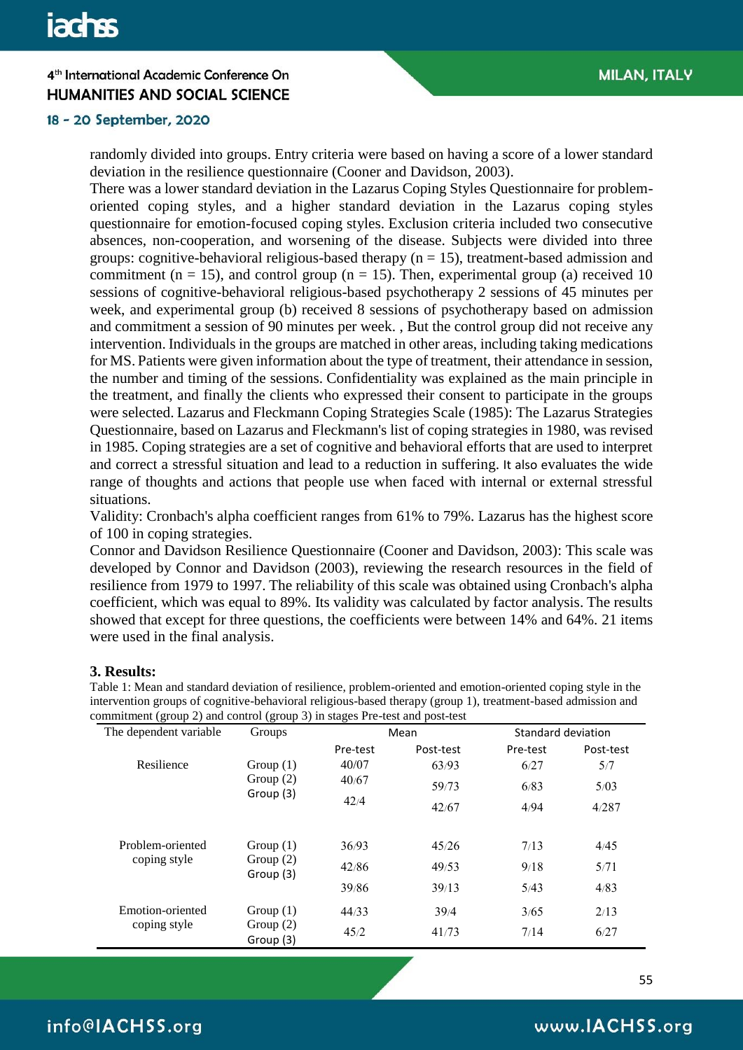randomly divided into groups. Entry criteria were based on having a score of a lower standard deviation in the resilience questionnaire (Cooner and Davidson, 2003).

There was a lower standard deviation in the Lazarus Coping Styles Questionnaire for problem-oriented coping styles, and a higher standard deviation in the Lazarus coping styles questionnaire for emotion-focused coping styles. Exclusion criteria included two consecutive absences, non-cooperation, and worsening of the disease. Subjects were divided into three groups: cognitive-behavioral religious-based therapy (n = 15), treatment-based admission and commitment (n = 15), and control group (n = 15). Then, experimental group (a) received 10 sessions of cognitive-behavioral religious-based psychotherapy 2 sessions of 45 minutes per week, and experimental group (b) received 8 sessions of psychotherapy based on admission and commitment a session of 90 minutes per week. , But the control group did not receive any intervention. Individuals in the groups are matched in other areas, including taking medications for MS. Patients were given information about the type of treatment, their attendance in session, the number and timing of the sessions. Confidentiality was explained as the main principle in the treatment, and finally the clients who expressed their consent to participate in the groups were selected. Lazarus and Fleckmann Coping Strategies Scale (1985): The Lazarus Strategies Questionnaire, based on Lazarus and Fleckmann's list of coping strategies in 1980, was revised in 1985. Coping strategies are a set of cognitive and behavioral efforts that are used to interpret and correct a stressful situation and lead to a reduction in suffering. It also evaluates the wide range of thoughts and actions that people use when faced with internal or external stressful situations.

Validity: Cronbach's alpha coefficient ranges from 61% to 79%. Lazarus has the highest score of 100 in coping strategies.

Connor and Davidson Resilience Questionnaire (Cooner and Davidson, 2003): This scale was developed by Connor and Davidson (2003), reviewing the research resources in the field of resilience from 1979 to 1997. The reliability of this scale was obtained using Cronbach's alpha coefficient, which was equal to 89%. Its validity was calculated by factor analysis. The results showed that except for three questions, the coefficients were between 14% and 64%. 21 items were used in the final analysis.

## 3. Results:

Table 1: Mean and standard deviation of resilience, problem-oriented and emotion-oriented coping style in the intervention groups of cognitive-behavioral religious-based therapy (group 1), treatment-based admission and commitment (group 2) and control (group 3) in stages Pre-test and post-test

| The dependent variable | Groups | Mean | | Standard deviation | |
|---|---|---|---|---|---|
| | | Pre-test | Post-test | Pre-test | Post-test |
| Resilience | Group (1) | 40/07 | 63/93 | 6/27 | 5/7 |
| | Group (2) | 40/67 | 59/73 | 6/83 | 5/03 |
| | Group (3) | 42/4 | 42/67 | 4/94 | 4/287 |
| Problem-oriented coping style | Group (1) | 36/93 | 45/26 | 7/13 | 4/45 |
| | Group (2) | 42/86 | 49/53 | 9/18 | 5/71 |
| | Group (3) | 39/86 | 39/13 | 5/43 | 4/83 |
| Emotion-oriented coping style | Group (1) | 44/33 | 39/4 | 3/65 | 2/13 |
| | Group (2) | 45/2 | 41/73 | 7/14 | 6/27 |
| | Group (3) | | | | |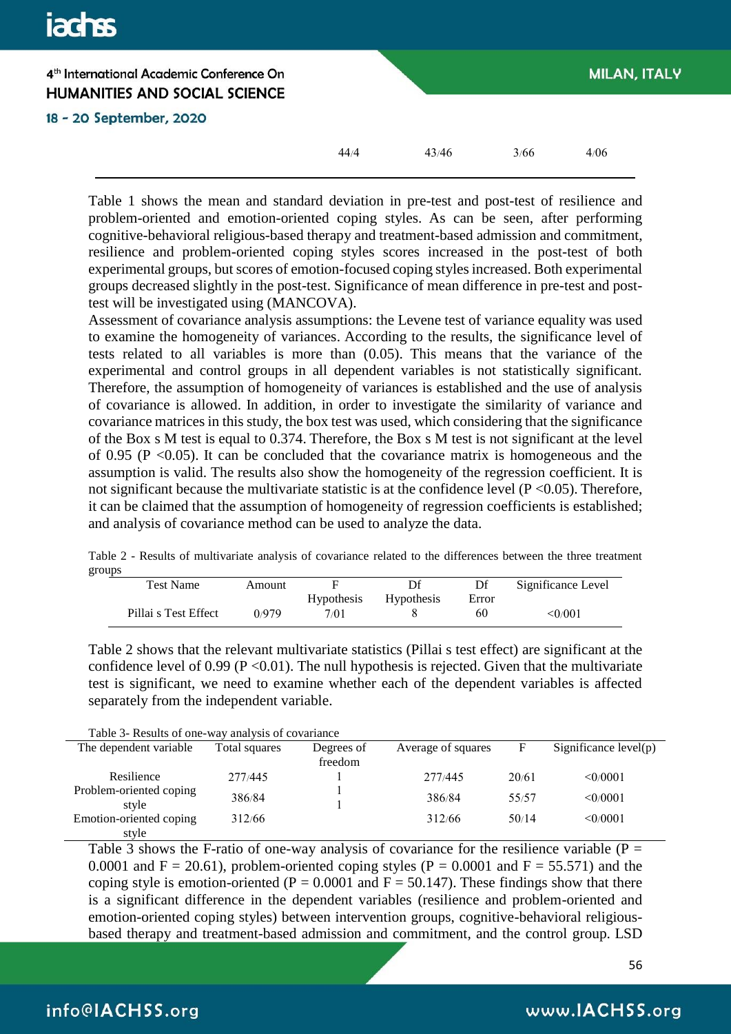| | | | |
|---|---|---|---|
| 44/4 | 43/46 | 3/66 | 4/06 |

Table 1 shows the mean and standard deviation in pre-test and post-test of resilience and problem-oriented and emotion-oriented coping styles. As can be seen, after performing cognitive-behavioral religious-based therapy and treatment-based admission and commitment, resilience and problem-oriented coping styles scores increased in the post-test of both experimental groups, but scores of emotion-focused coping styles increased. Both experimental groups decreased slightly in the post-test. Significance of mean difference in pre-test and post-test will be investigated using (MANCOVA).

Assessment of covariance analysis assumptions: the Levene test of variance equality was used to examine the homogeneity of variances. According to the results, the significance level of tests related to all variables is more than (0.05). This means that the variance of the experimental and control groups in all dependent variables is not statistically significant. Therefore, the assumption of homogeneity of variances is established and the use of analysis of covariance is allowed. In addition, in order to investigate the similarity of variance and covariance matrices in this study, the box test was used, which considering that the significance of the Box s M test is equal to 0.374. Therefore, the Box s M test is not significant at the level of 0.95 ($P < 0.05$). It can be concluded that the covariance matrix is homogeneous and the assumption is valid. The results also show the homogeneity of the regression coefficient. It is not significant because the multivariate statistic is at the confidence level ($P < 0.05$). Therefore, it can be claimed that the assumption of homogeneity of regression coefficients is established; and analysis of covariance method can be used to analyze the data.

Table 2 - Results of multivariate analysis of covariance related to the differences between the three treatment groups

| Test Name | Amount | F Hypothesis | Df Hypothesis | Df Error | Significance Level |
|---|---|---|---|---|---|
| Pillai s Test Effect | 0/979 | 7/01 | 8 | 60 | <0/001 |

Table 2 shows that the relevant multivariate statistics (Pillai s test effect) are significant at the confidence level of 0.99 ($P < 0.01$). The null hypothesis is rejected. Given that the multivariate test is significant, we need to examine whether each of the dependent variables is affected separately from the independent variable.

Table 3- Results of one-way analysis of covariance

| The dependent variable | Total squares | Degrees of freedom | Average of squares | F | Significance level(p) |
|---|---|---|---|---|---|
| Resilience | 277/445 | 1 | 277/445 | 20/61 | <0/0001 |
| Problem-oriented coping style | 386/84 | 1 | 386/84 | 55/57 | <0/0001 |
| Emotion-oriented coping style | 312/66 | 1 | 312/66 | 50/14 | <0/0001 |

Table 3 shows the F-ratio of one-way analysis of covariance for the resilience variable ($P = 0.0001$ and $F = 20.61$), problem-oriented coping styles ($P = 0.0001$ and $F = 55.571$) and the coping style is emotion-oriented ($P = 0.0001$ and $F = 50.147$). These findings show that there is a significant difference in the dependent variables (resilience and problem-oriented and emotion-oriented coping styles) between intervention groups, cognitive-behavioral religious-based therapy and treatment-based admission and commitment, and the control group. LSD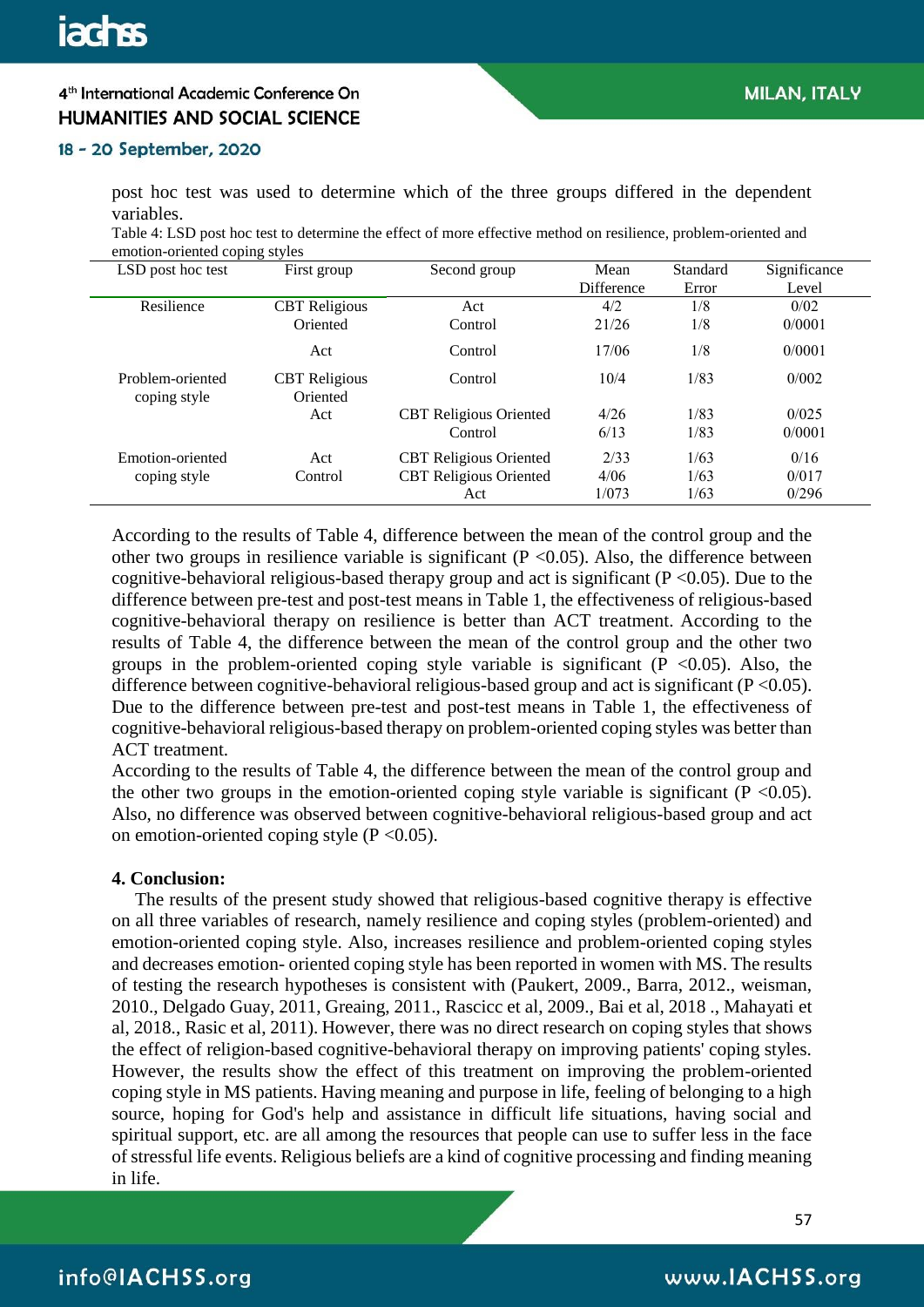post hoc test was used to determine which of the three groups differed in the dependent variables.

Table 4: LSD post hoc test to determine the effect of more effective method on resilience, problem-oriented and emotion-oriented coping styles

| LSD post hoc test | First group | Second group | Mean Difference | Standard Error | Significance Level |
|---|---|---|---|---|---|
| Resilience | CBT Religious Oriented | Act | 4/2 | 1/8 | 0/02 |
| | | Control | 21/26 | 1/8 | 0/0001 |
| | Act | Control | 17/06 | 1/8 | 0/0001 |
| Problem-oriented coping style | CBT Religious Oriented | Control | 10/4 | 1/83 | 0/002 |
| | Act | CBT Religious Oriented | 4/26 | 1/83 | 0/025 |
| | | Control | 6/13 | 1/83 | 0/0001 |
| Emotion-oriented coping style | Act | CBT Religious Oriented | 2/33 | 1/63 | 0/16 |
| | Control | CBT Religious Oriented | 4/06 | 1/63 | 0/017 |
| | | Act | 1/073 | 1/63 | 0/296 |

According to the results of Table 4, difference between the mean of the control group and the other two groups in resilience variable is significant (P <0.05). Also, the difference between cognitive-behavioral religious-based therapy group and act is significant (P <0.05). Due to the difference between pre-test and post-test means in Table 1, the effectiveness of religious-based cognitive-behavioral therapy on resilience is better than ACT treatment. According to the results of Table 4, the difference between the mean of the control group and the other two groups in the problem-oriented coping style variable is significant (P <0.05). Also, the difference between cognitive-behavioral religious-based group and act is significant (P <0.05). Due to the difference between pre-test and post-test means in Table 1, the effectiveness of cognitive-behavioral religious-based therapy on problem-oriented coping styles was better than ACT treatment.

According to the results of Table 4, the difference between the mean of the control group and the other two groups in the emotion-oriented coping style variable is significant (P <0.05). Also, no difference was observed between cognitive-behavioral religious-based group and act on emotion-oriented coping style (P <0.05).

**4. Conclusion:**

The results of the present study showed that religious-based cognitive therapy is effective on all three variables of research, namely resilience and coping styles (problem-oriented) and emotion-oriented coping style. Also, increases resilience and problem-oriented coping styles and decreases emotion- oriented coping style has been reported in women with MS. The results of testing the research hypotheses is consistent with (Paukert, 2009., Barra, 2012., weisman, 2010., Delgado Guay, 2011, Greaing, 2011., Rascicc et al, 2009., Bai et al, 2018 ., Mahayati et al, 2018., Rasic et al, 2011). However, there was no direct research on coping styles that shows the effect of religion-based cognitive-behavioral therapy on improving patients' coping styles. However, the results show the effect of this treatment on improving the problem-oriented coping style in MS patients. Having meaning and purpose in life, feeling of belonging to a high source, hoping for God's help and assistance in difficult life situations, having social and spiritual support, etc. are all among the resources that people can use to suffer less in the face of stressful life events. Religious beliefs are a kind of cognitive processing and finding meaning in life.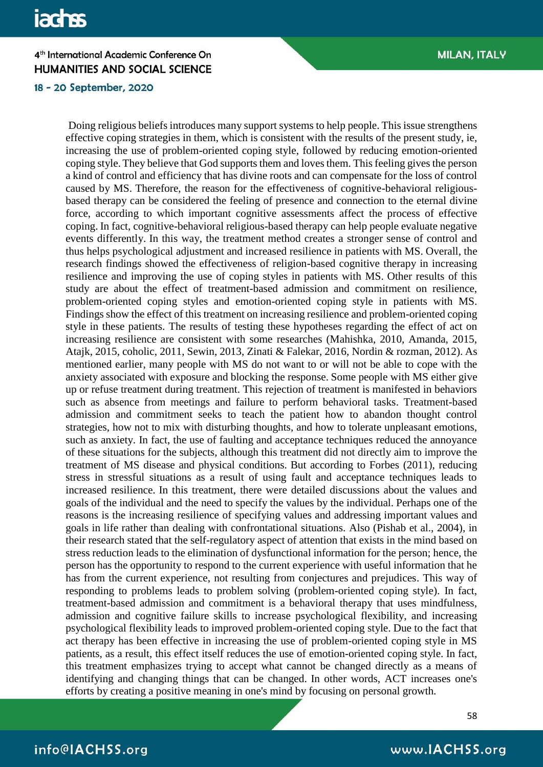Doing religious beliefs introduces many support systems to help people. This issue strengthens effective coping strategies in them, which is consistent with the results of the present study, ie, increasing the use of problem-oriented coping style, followed by reducing emotion-oriented coping style. They believe that God supports them and loves them. This feeling gives the person a kind of control and efficiency that has divine roots and can compensate for the loss of control caused by MS. Therefore, the reason for the effectiveness of cognitive-behavioral religious-based therapy can be considered the feeling of presence and connection to the eternal divine force, according to which important cognitive assessments affect the process of effective coping. In fact, cognitive-behavioral religious-based therapy can help people evaluate negative events differently. In this way, the treatment method creates a stronger sense of control and thus helps psychological adjustment and increased resilience in patients with MS. Overall, the research findings showed the effectiveness of religion-based cognitive therapy in increasing resilience and improving the use of coping styles in patients with MS. Other results of this study are about the effect of treatment-based admission and commitment on resilience, problem-oriented coping styles and emotion-oriented coping style in patients with MS. Findings show the effect of this treatment on increasing resilience and problem-oriented coping style in these patients. The results of testing these hypotheses regarding the effect of act on increasing resilience are consistent with some researches (Mahishka, 2010, Amanda, 2015, Atajk, 2015, coholic, 2011, Sewin, 2013, Zinati & Falekar, 2016, Nordin & rozman, 2012). As mentioned earlier, many people with MS do not want to or will not be able to cope with the anxiety associated with exposure and blocking the response. Some people with MS either give up or refuse treatment during treatment. This rejection of treatment is manifested in behaviors such as absence from meetings and failure to perform behavioral tasks. Treatment-based admission and commitment seeks to teach the patient how to abandon thought control strategies, how not to mix with disturbing thoughts, and how to tolerate unpleasant emotions, such as anxiety. In fact, the use of faulting and acceptance techniques reduced the annoyance of these situations for the subjects, although this treatment did not directly aim to improve the treatment of MS disease and physical conditions. But according to Forbes (2011), reducing stress in stressful situations as a result of using fault and acceptance techniques leads to increased resilience. In this treatment, there were detailed discussions about the values and goals of the individual and the need to specify the values by the individual. Perhaps one of the reasons is the increasing resilience of specifying values and addressing important values and goals in life rather than dealing with confrontational situations. Also (Pishab et al., 2004), in their research stated that the self-regulatory aspect of attention that exists in the mind based on stress reduction leads to the elimination of dysfunctional information for the person; hence, the person has the opportunity to respond to the current experience with useful information that he has from the current experience, not resulting from conjectures and prejudices. This way of responding to problems leads to problem solving (problem-oriented coping style). In fact, treatment-based admission and commitment is a behavioral therapy that uses mindfulness, admission and cognitive failure skills to increase psychological flexibility, and increasing psychological flexibility leads to improved problem-oriented coping style. Due to the fact that act therapy has been effective in increasing the use of problem-oriented coping style in MS patients, as a result, this effect itself reduces the use of emotion-oriented coping style. In fact, this treatment emphasizes trying to accept what cannot be changed directly as a means of identifying and changing things that can be changed. In other words, ACT increases one's efforts by creating a positive meaning in one's mind by focusing on personal growth.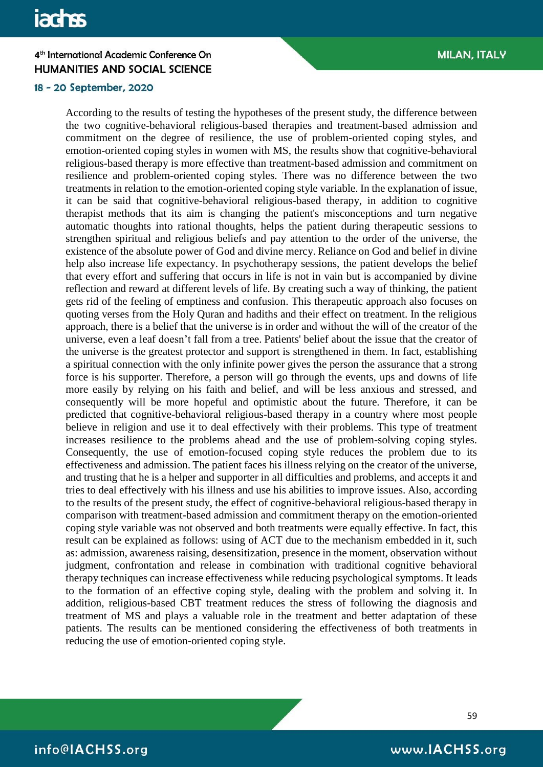According to the results of testing the hypotheses of the present study, the difference between the two cognitive-behavioral religious-based therapies and treatment-based admission and commitment on the degree of resilience, the use of problem-oriented coping styles, and emotion-oriented coping styles in women with MS, the results show that cognitive-behavioral religious-based therapy is more effective than treatment-based admission and commitment on resilience and problem-oriented coping styles. There was no difference between the two treatments in relation to the emotion-oriented coping style variable. In the explanation of issue, it can be said that cognitive-behavioral religious-based therapy, in addition to cognitive therapist methods that its aim is changing the patient's misconceptions and turn negative automatic thoughts into rational thoughts, helps the patient during therapeutic sessions to strengthen spiritual and religious beliefs and pay attention to the order of the universe, the existence of the absolute power of God and divine mercy. Reliance on God and belief in divine help also increase life expectancy. In psychotherapy sessions, the patient develops the belief that every effort and suffering that occurs in life is not in vain but is accompanied by divine reflection and reward at different levels of life. By creating such a way of thinking, the patient gets rid of the feeling of emptiness and confusion. This therapeutic approach also focuses on quoting verses from the Holy Quran and hadiths and their effect on treatment. In the religious approach, there is a belief that the universe is in order and without the will of the creator of the universe, even a leaf doesn't fall from a tree. Patients' belief about the issue that the creator of the universe is the greatest protector and support is strengthened in them. In fact, establishing a spiritual connection with the only infinite power gives the person the assurance that a strong force is his supporter. Therefore, a person will go through the events, ups and downs of life more easily by relying on his faith and belief, and will be less anxious and stressed, and consequently will be more hopeful and optimistic about the future. Therefore, it can be predicted that cognitive-behavioral religious-based therapy in a country where most people believe in religion and use it to deal effectively with their problems. This type of treatment increases resilience to the problems ahead and the use of problem-solving coping styles. Consequently, the use of emotion-focused coping style reduces the problem due to its effectiveness and admission. The patient faces his illness relying on the creator of the universe, and trusting that he is a helper and supporter in all difficulties and problems, and accepts it and tries to deal effectively with his illness and use his abilities to improve issues. Also, according to the results of the present study, the effect of cognitive-behavioral religious-based therapy in comparison with treatment-based admission and commitment therapy on the emotion-oriented coping style variable was not observed and both treatments were equally effective. In fact, this result can be explained as follows: using of ACT due to the mechanism embedded in it, such as: admission, awareness raising, desensitization, presence in the moment, observation without judgment, confrontation and release in combination with traditional cognitive behavioral therapy techniques can increase effectiveness while reducing psychological symptoms. It leads to the formation of an effective coping style, dealing with the problem and solving it. In addition, religious-based CBT treatment reduces the stress of following the diagnosis and treatment of MS and plays a valuable role in the treatment and better adaptation of these patients. The results can be mentioned considering the effectiveness of both treatments in reducing the use of emotion-oriented coping style.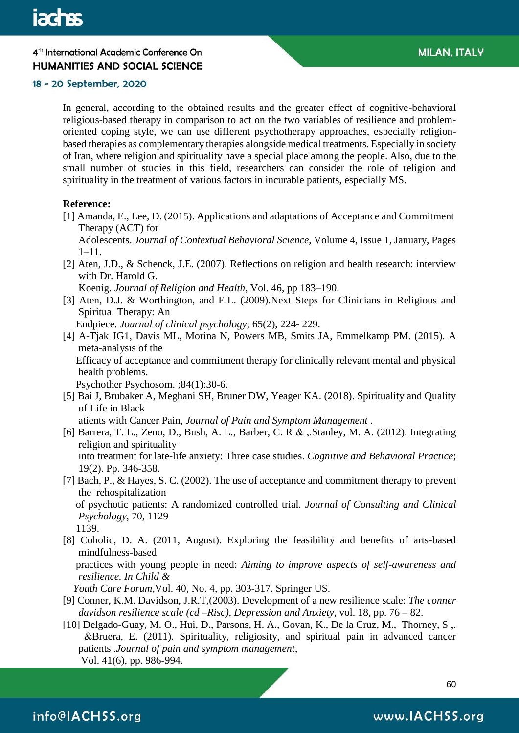In general, according to the obtained results and the greater effect of cognitive-behavioral religious-based therapy in comparison to act on the two variables of resilience and problem-oriented coping style, we can use different psychotherapy approaches, especially religion-based therapies as complementary therapies alongside medical treatments. Especially in society of Iran, where religion and spirituality have a special place among the people. Also, due to the small number of studies in this field, researchers can consider the role of religion and spirituality in the treatment of various factors in incurable patients, especially MS.

**Reference:**

[1] Amanda, E., Lee, D. (2015). Applications and adaptations of Acceptance and Commitment Therapy (ACT) for Adolescents. *Journal of Contextual Behavioral Science*, Volume 4, Issue 1, January, Pages 1–11.

[2] Aten, J.D., & Schenck, J.E. (2007). Reflections on religion and health research: interview with Dr. Harold G. Koenig. *Journal of Religion and Health*, Vol. 46, pp 183–190.

[3] Aten, D.J. & Worthington, and E.L. (2009).Next Steps for Clinicians in Religious and Spiritual Therapy: An Endpiece. *Journal of clinical psychology*; 65(2), 224- 229.

[4] A-Tjak JG1, Davis ML, Morina N, Powers MB, Smits JA, Emmelkamp PM. (2015). A meta-analysis of the Efficacy of acceptance and commitment therapy for clinically relevant mental and physical health problems. Psychother Psychosom. ;84(1):30-6.

[5] Bai J, Brubaker A, Meghani SH, Bruner DW, Yeager KA. (2018). Spirituality and Quality of Life in Black atients with Cancer Pain, *Journal of Pain and Symptom Management* .

[6] Barrera, T. L., Zeno, D., Bush, A. L., Barber, C. R & ,.Stanley, M. A. (2012). Integrating religion and spirituality into treatment for late-life anxiety: Three case studies. *Cognitive and Behavioral Practice*; 19(2). Pp. 346-358.

[7] Bach, P., & Hayes, S. C. (2002). The use of acceptance and commitment therapy to prevent the rehospitalization of psychotic patients: A randomized controlled trial. *Journal of Consulting and Clinical Psychology*, 70, 1129-1139.

[8] Coholic, D. A. (2011, August). Exploring the feasibility and benefits of arts-based mindfulness-based practices with young people in need: *Aiming to improve aspects of self-awareness and resilience. In Child & Youth Care Forum*,Vol. 40, No. 4, pp. 303-317. Springer US.

[9] Conner, K.M. Davidson, J.R.T,(2003). Development of a new resilience scale: *The conner davidson resilience scale (cd –Risc), Depression and Anxiety*, vol. 18, pp. 76 – 82.

[10] Delgado-Guay, M. O., Hui, D., Parsons, H. A., Govan, K., De la Cruz, M., Thorney, S ,. &Bruera, E. (2011). Spirituality, religiosity, and spiritual pain in advanced cancer patients .*Journal of pain and symptom management*, Vol. 41(6), pp. 986-994.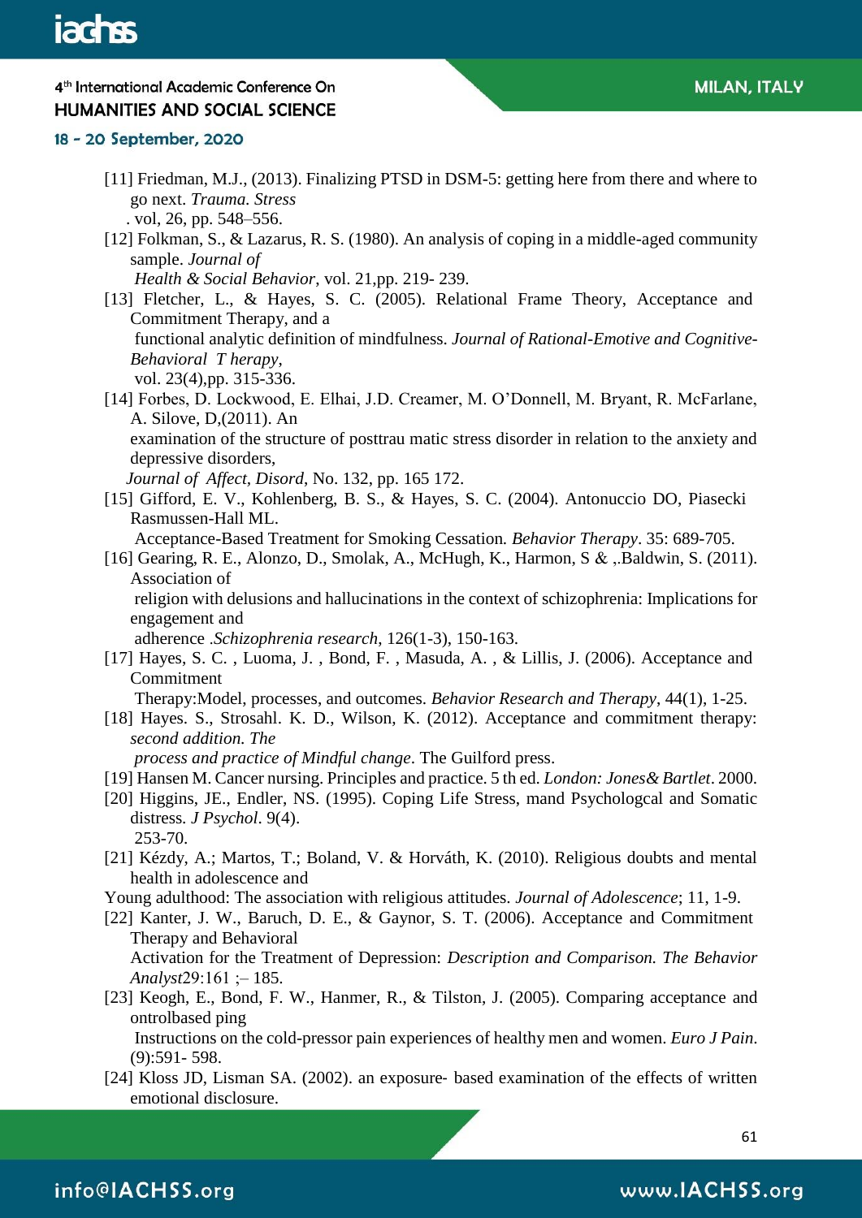[11] Friedman, M.J., (2013). Finalizing PTSD in DSM-5: getting here from there and where to go next. *Trauma. Stress* . vol, 26, pp. 548–556.

[12] Folkman, S., & Lazarus, R. S. (1980). An analysis of coping in a middle-aged community sample. *Journal of Health & Social Behavior*, vol. 21,pp. 219- 239.

[13] Fletcher, L., & Hayes, S. C. (2005). Relational Frame Theory, Acceptance and Commitment Therapy, and a functional analytic definition of mindfulness. *Journal of Rational-Emotive and Cognitive-Behavioral T herapy*, vol. 23(4),pp. 315-336.

[14] Forbes, D. Lockwood, E. Elhai, J.D. Creamer, M. O'Donnell, M. Bryant, R. McFarlane, A. Silove, D,(2011). An examination of the structure of posttrau matic stress disorder in relation to the anxiety and depressive disorders, *Journal of Affect, Disord*, No. 132, pp. 165 172.

[15] Gifford, E. V., Kohlenberg, B. S., & Hayes, S. C. (2004). Antonuccio DO, Piasecki Rasmussen-Hall ML. Acceptance-Based Treatment for Smoking Cessation. *Behavior Therapy*. 35: 689-705.

[16] Gearing, R. E., Alonzo, D., Smolak, A., McHugh, K., Harmon, S & ,.Baldwin, S. (2011). Association of religion with delusions and hallucinations in the context of schizophrenia: Implications for engagement and adherence .*Schizophrenia research*, 126(1-3), 150-163.

[17] Hayes, S. C. , Luoma, J. , Bond, F. , Masuda, A. , & Lillis, J. (2006). Acceptance and Commitment Therapy:Model, processes, and outcomes. *Behavior Research and Therapy*, 44(1), 1-25.

[18] Hayes. S., Strosahl. K. D., Wilson, K. (2012). Acceptance and commitment therapy: *second addition. The process and practice of Mindful change*. The Guilford press.

[19] Hansen M. Cancer nursing. Principles and practice. 5 th ed. *London: Jones& Bartlet*. 2000.

[20] Higgins, JE., Endler, NS. (1995). Coping Life Stress, mand Psychologcal and Somatic distress. *J Psychol*. 9(4). 253-70.

[21] Kézdy, A.; Martos, T.; Boland, V. & Horváth, K. (2010). Religious doubts and mental health in adolescence and Young adulthood: The association with religious attitudes. *Journal of Adolescence*; 11, 1-9.

[22] Kanter, J. W., Baruch, D. E., & Gaynor, S. T. (2006). Acceptance and Commitment Therapy and Behavioral Activation for the Treatment of Depression: *Description and Comparison. The Behavior Analyst*29:161 ;– 185.

[23] Keogh, E., Bond, F. W., Hanmer, R., & Tilston, J. (2005). Comparing acceptance and ontrolbased ping Instructions on the cold-pressor pain experiences of healthy men and women. *Euro J Pain*. (9):591- 598.

[24] Kloss JD, Lisman SA. (2002). an exposure- based examination of the effects of written emotional disclosure.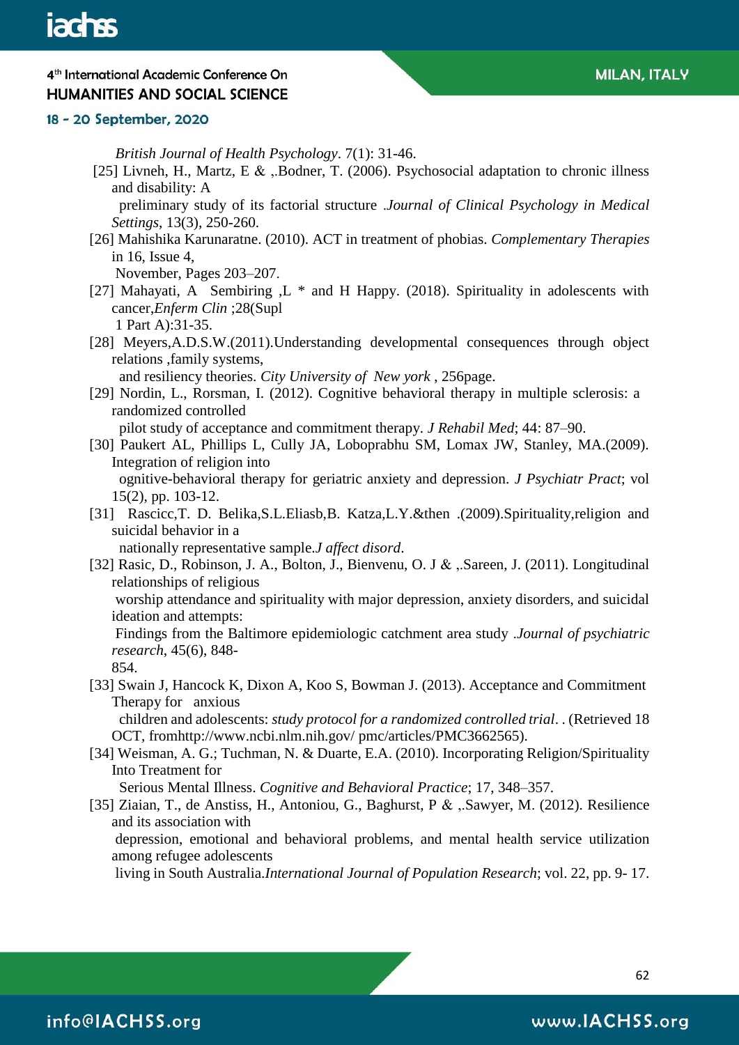*British Journal of Health Psychology*. 7(1): 31-46.

[25] Livneh, H., Martz, E & ,.Bodner, T. (2006). Psychosocial adaptation to chronic illness and disability: A preliminary study of its factorial structure .*Journal of Clinical Psychology in Medical Settings*, 13(3), 250-260.

[26] Mahishika Karunaratne. (2010). ACT in treatment of phobias. *Complementary Therapies* in 16, Issue 4, November, Pages 203–207.

[27] Mahayati, A Sembiring ,L * and H Happy. (2018). Spirituality in adolescents with cancer,*Enferm Clin* ;28(Supl 1 Part A):31-35.

[28] Meyers,A.D.S.W.(2011).Understanding developmental consequences through object relations ,family systems, and resiliency theories. *City University of New york* , 256page.

[29] Nordin, L., Rorsman, I. (2012). Cognitive behavioral therapy in multiple sclerosis: a randomized controlled pilot study of acceptance and commitment therapy. *J Rehabil Med*; 44: 87–90.

[30] Paukert AL, Phillips L, Cully JA, Loboprabhu SM, Lomax JW, Stanley, MA.(2009). Integration of religion into ognitive-behavioral therapy for geriatric anxiety and depression. *J Psychiatr Pract*; vol 15(2), pp. 103-12.

[31] Rascicc,T. D. Belika,S.L.Eliasb,B. Katza,L.Y.&then .(2009).Spirituality,religion and suicidal behavior in a nationally representative sample.*J affect disord*.

[32] Rasic, D., Robinson, J. A., Bolton, J., Bienvenu, O. J & ,.Sareen, J. (2011). Longitudinal relationships of religious worship attendance and spirituality with major depression, anxiety disorders, and suicidal ideation and attempts: Findings from the Baltimore epidemiologic catchment area study .*Journal of psychiatric research*, 45(6), 848-854.

[33] Swain J, Hancock K, Dixon A, Koo S, Bowman J. (2013). Acceptance and Commitment Therapy for anxious children and adolescents: *study protocol for a randomized controlled trial*. . (Retrieved 18 OCT, fromhttp://www.ncbi.nlm.nih.gov/ pmc/articles/PMC3662565).

[34] Weisman, A. G.; Tuchman, N. & Duarte, E.A. (2010). Incorporating Religion/Spirituality Into Treatment for Serious Mental Illness. *Cognitive and Behavioral Practice*; 17, 348–357.

[35] Ziaian, T., de Anstiss, H., Antoniou, G., Baghurst, P & ,.Sawyer, M. (2012). Resilience and its association with depression, emotional and behavioral problems, and mental health service utilization among refugee adolescents living in South Australia.*International Journal of Population Research*; vol. 22, pp. 9- 17.